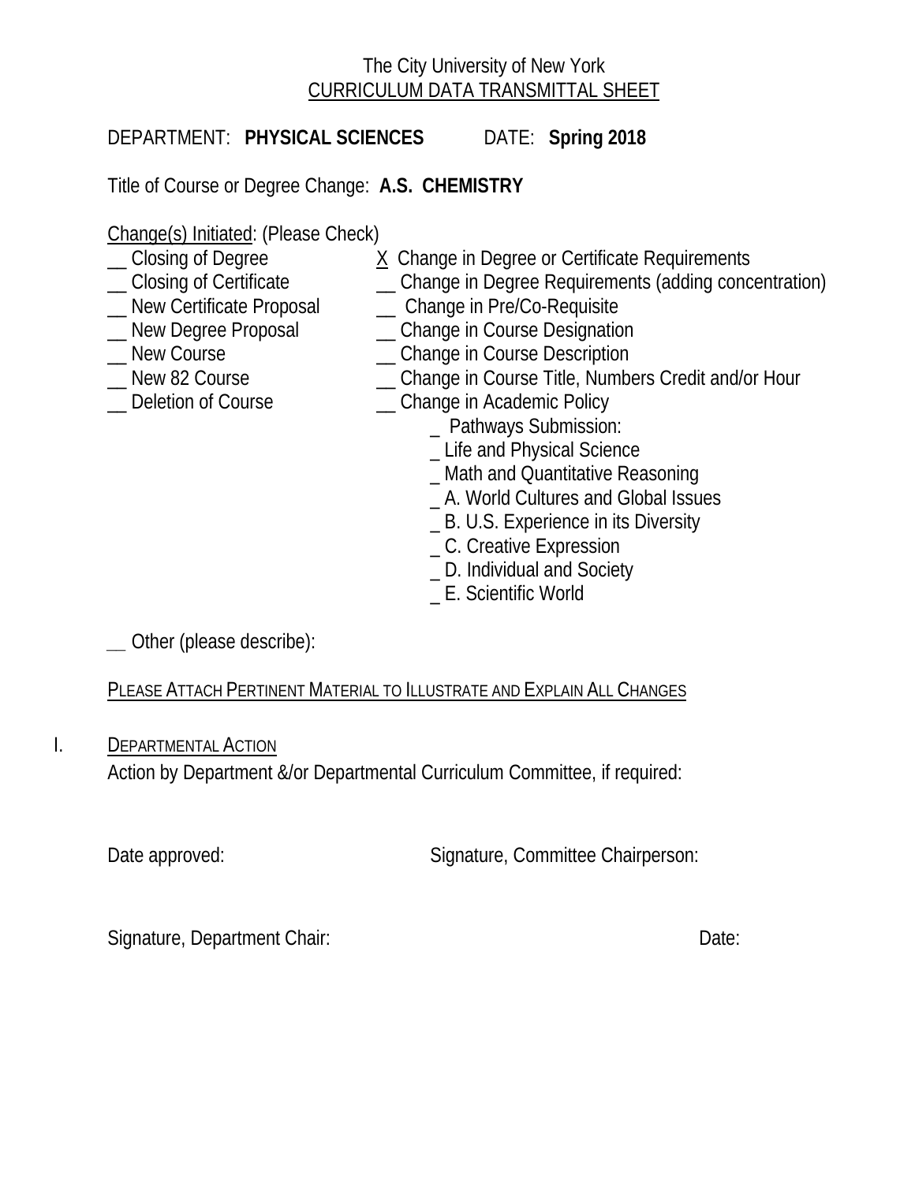The City University of New York
CURRICULUM DATA TRANSMITTAL SHEET

DEPARTMENT: **PHYSICAL SCIENCES** DATE: **Spring 2018**

Title of Course or Degree Change: **A.S. CHEMISTRY**

Change(s) Initiated: (Please Check)

__ Closing of Degree
__ Closing of Certificate
__ New Certificate Proposal
__ New Degree Proposal
__ New Course
__ New 82 Course
__ Deletion of Course

X Change in Degree or Certificate Requirements
__ Change in Degree Requirements (adding concentration)
__ Change in Pre/Co-Requisite
__ Change in Course Designation
__ Change in Course Description
__ Change in Course Title, Numbers Credit and/or Hour
__ Change in Academic Policy

- _ Pathways Submission:
- _ Life and Physical Science
- _ Math and Quantitative Reasoning
- _ A. World Cultures and Global Issues
- _ B. U.S. Experience in its Diversity
- _ C. Creative Expression
- _ D. Individual and Society
- _ E. Scientific World

__ Other (please describe):

PLEASE ATTACH PERTINENT MATERIAL TO ILLUSTRATE AND EXPLAIN ALL CHANGES

I. DEPARTMENTAL ACTION

Action by Department &/or Departmental Curriculum Committee, if required:

Date approved: Signature, Committee Chairperson:

Signature, Department Chair: Date: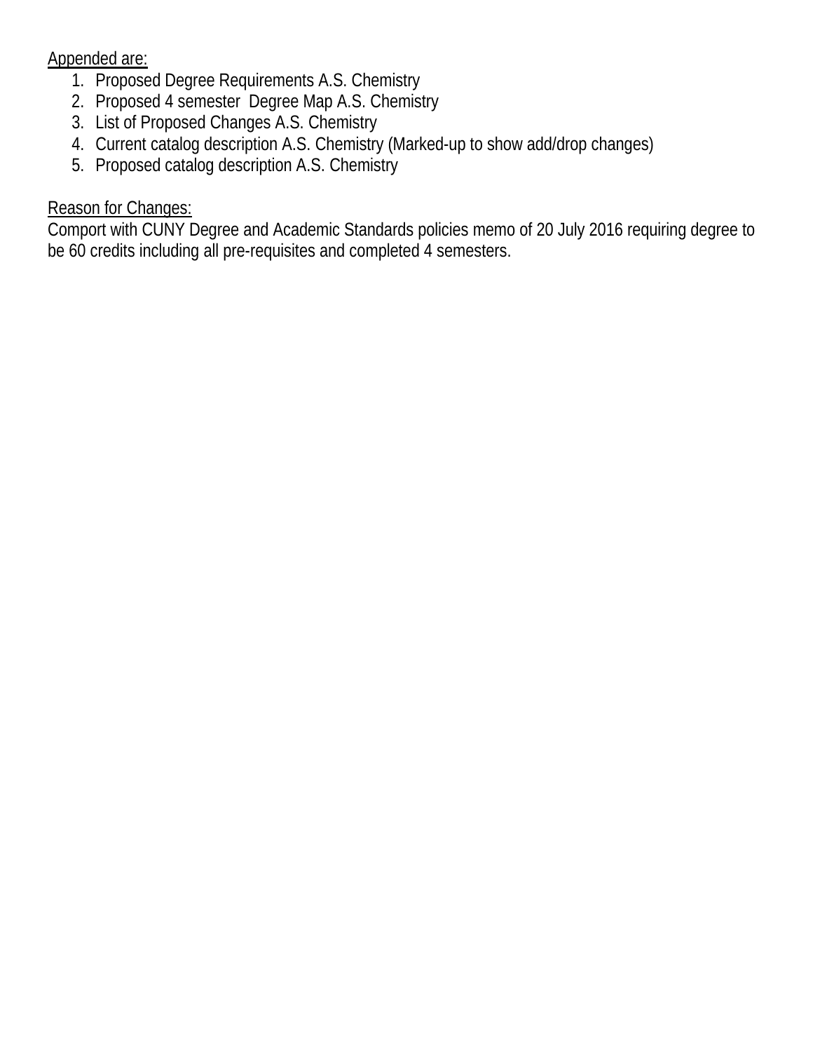Appended are:

1. Proposed Degree Requirements A.S. Chemistry
2. Proposed 4 semester Degree Map A.S. Chemistry
3. List of Proposed Changes A.S. Chemistry
4. Current catalog description A.S. Chemistry (Marked-up to show add/drop changes)
5. Proposed catalog description A.S. Chemistry

Reason for Changes:

Comport with CUNY Degree and Academic Standards policies memo of 20 July 2016 requiring degree to be 60 credits including all pre-requisites and completed 4 semesters.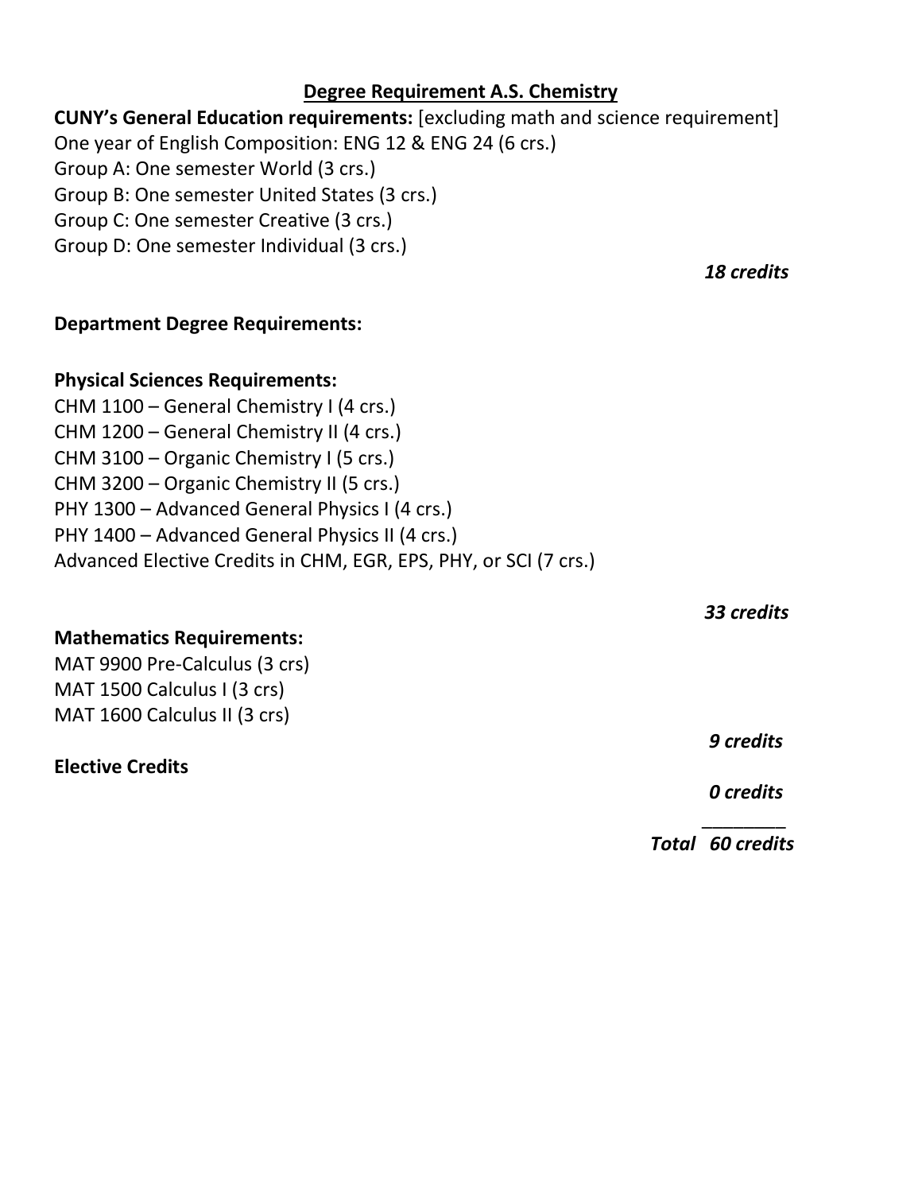## Degree Requirement A.S. Chemistry

**CUNY's General Education requirements:** [excluding math and science requirement]
One year of English Composition: ENG 12 & ENG 24 (6 crs.)
Group A: One semester World (3 crs.)
Group B: One semester United States (3 crs.)
Group C: One semester Creative (3 crs.)
Group D: One semester Individual (3 crs.)

***18 credits***

**Department Degree Requirements:**

**Physical Sciences Requirements:**
CHM 1100 – General Chemistry I (4 crs.)
CHM 1200 – General Chemistry II (4 crs.)
CHM 3100 – Organic Chemistry I (5 crs.)
CHM 3200 – Organic Chemistry II (5 crs.)
PHY 1300 – Advanced General Physics I (4 crs.)
PHY 1400 – Advanced General Physics II (4 crs.)
Advanced Elective Credits in CHM, EGR, EPS, PHY, or SCI (7 crs.)

***33 credits***

**Mathematics Requirements:**
MAT 9900 Pre-Calculus (3 crs)
MAT 1500 Calculus I (3 crs)
MAT 1600 Calculus II (3 crs)

***9 credits***

**Elective Credits**

***0 credits***

________

***Total 60 credits***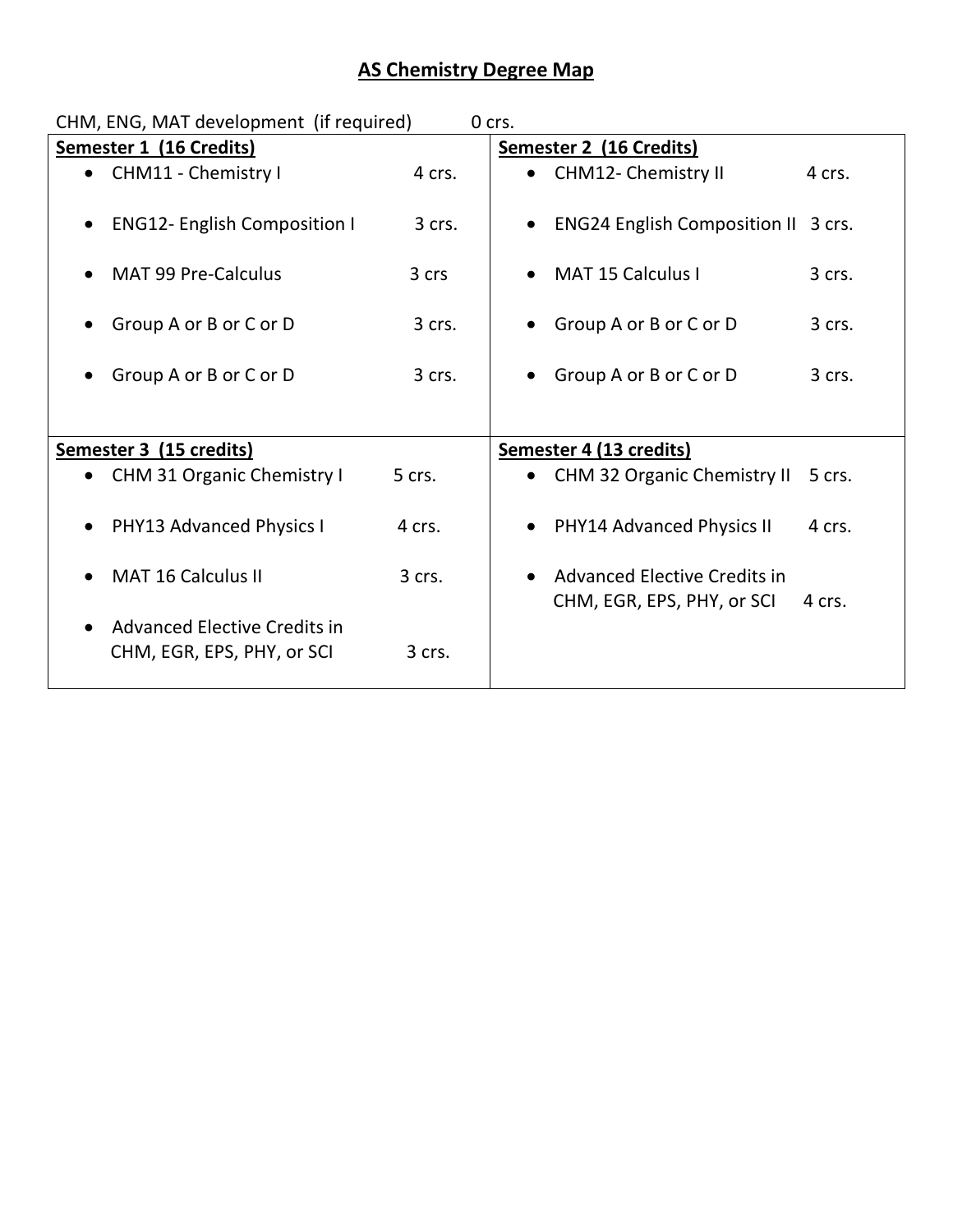# AS Chemistry Degree Map

CHM, ENG, MAT development (if required) 0 crs.

| Semester 1 (16 Credits) | Semester 2 (16 Credits) |
|---|---|
| • CHM11 - Chemistry I 4 crs. | • CHM12- Chemistry II 4 crs. |
| • ENG12- English Composition I 3 crs. | • ENG24 English Composition II 3 crs. |
| • MAT 99 Pre-Calculus 3 crs | • MAT 15 Calculus I 3 crs. |
| • Group A or B or C or D 3 crs. | • Group A or B or C or D 3 crs. |
| • Group A or B or C or D 3 crs. | • Group A or B or C or D 3 crs. |
| **Semester 3 (15 credits)** | **Semester 4 (13 credits)** |
| • CHM 31 Organic Chemistry I 5 crs. | • CHM 32 Organic Chemistry II 5 crs. |
| • PHY13 Advanced Physics I 4 crs. | • PHY14 Advanced Physics II 4 crs. |
| • MAT 16 Calculus II 3 crs. | • Advanced Elective Credits in CHM, EGR, EPS, PHY, or SCI 4 crs. |
| • Advanced Elective Credits in CHM, EGR, EPS, PHY, or SCI 3 crs. | |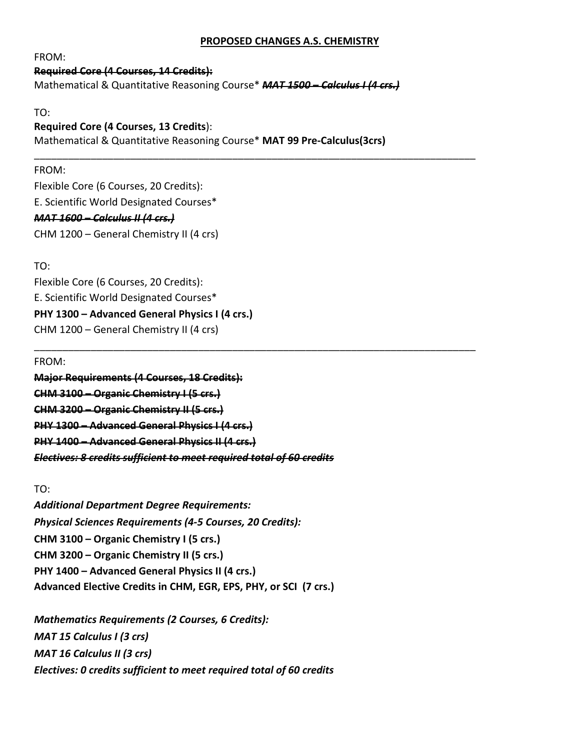**PROPOSED CHANGES A.S. CHEMISTRY**

FROM:

~~**Required Core (4 Courses, 14 Credits):**~~

Mathematical & Quantitative Reasoning Course* ~~***MAT 1500 – Calculus I (4 crs.)***~~

TO:

**Required Core (4 Courses, 13 Credits**):

Mathematical & Quantitative Reasoning Course* **MAT 99 Pre-Calculus(3crs)**

---

FROM:

Flexible Core (6 Courses, 20 Credits):

E. Scientific World Designated Courses*

~~***MAT 1600 – Calculus II (4 crs.)***~~

CHM 1200 – General Chemistry II (4 crs)

TO:

Flexible Core (6 Courses, 20 Credits):

E. Scientific World Designated Courses*

**PHY 1300 – Advanced General Physics I (4 crs.)**

CHM 1200 – General Chemistry II (4 crs)

---

FROM:

~~**Major Requirements (4 Courses, 18 Credits):**~~

~~**CHM 3100 – Organic Chemistry I (5 crs.)**~~

~~**CHM 3200 – Organic Chemistry II (5 crs.)**~~

~~**PHY 1300 – Advanced General Physics I (4 crs.)**~~

~~**PHY 1400 – Advanced General Physics II (4 crs.)**~~

~~***Electives: 8 credits sufficient to meet required total of 60 credits***~~

TO:

***Additional Department Degree Requirements:***

***Physical Sciences Requirements (4-5 Courses, 20 Credits):***

**CHM 3100 – Organic Chemistry I (5 crs.)**

**CHM 3200 – Organic Chemistry II (5 crs.)**

**PHY 1400 – Advanced General Physics II (4 crs.)**

**Advanced Elective Credits in CHM, EGR, EPS, PHY, or SCI (7 crs.)**

***Mathematics Requirements (2 Courses, 6 Credits):***

***MAT 15 Calculus I (3 crs)***

***MAT 16 Calculus II (3 crs)***

***Electives: 0 credits sufficient to meet required total of 60 credits***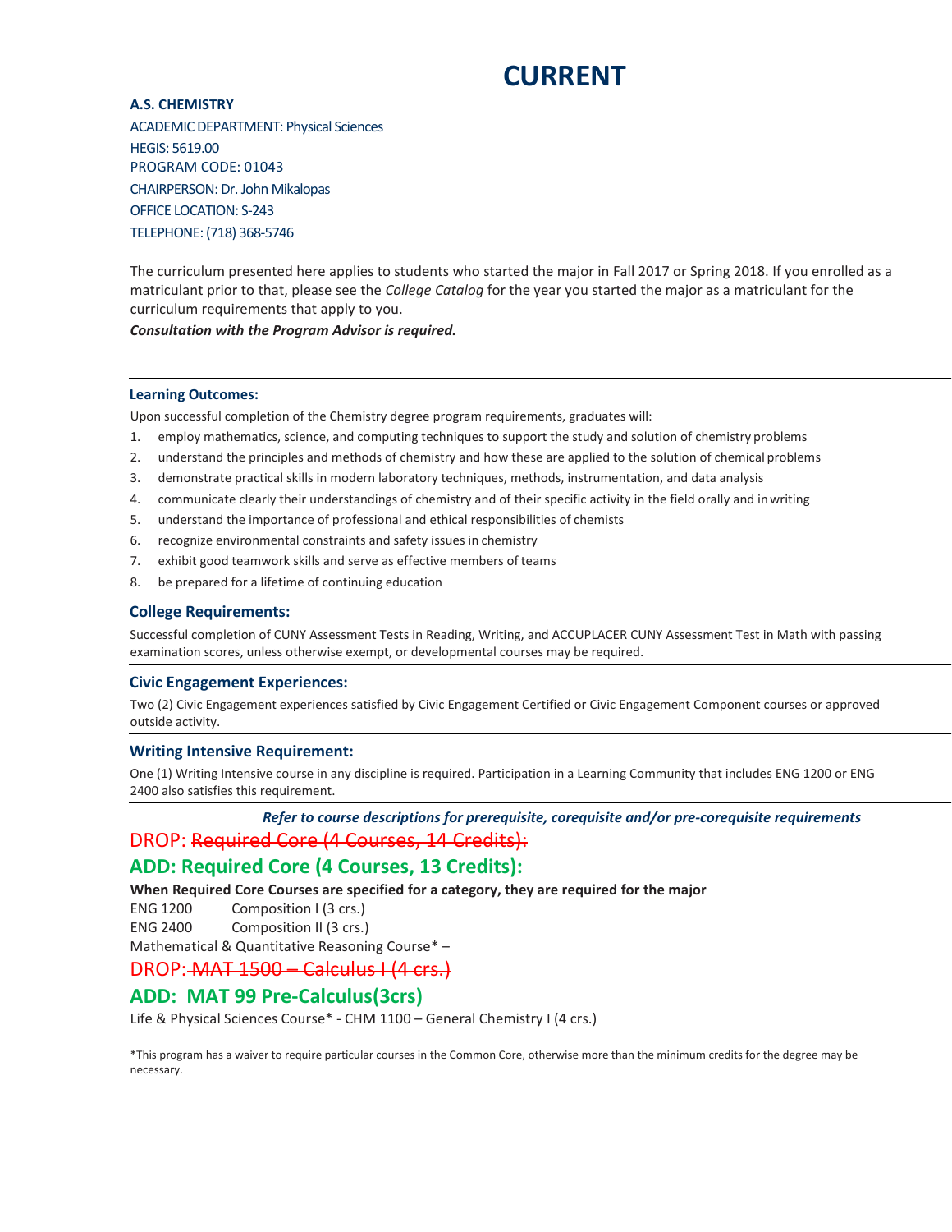# CURRENT

**A.S. CHEMISTRY**

ACADEMIC DEPARTMENT: Physical Sciences
HEGIS: 5619.00
PROGRAM CODE: 01043
CHAIRPERSON: Dr. John Mikalopas
OFFICE LOCATION: S-243
TELEPHONE: (718) 368-5746

The curriculum presented here applies to students who started the major in Fall 2017 or Spring 2018. If you enrolled as a matriculant prior to that, please see the *College Catalog* for the year you started the major as a matriculant for the curriculum requirements that apply to you.

***Consultation with the Program Advisor is required.***

---

### Learning Outcomes:

Upon successful completion of the Chemistry degree program requirements, graduates will:

1. employ mathematics, science, and computing techniques to support the study and solution of chemistry problems
2. understand the principles and methods of chemistry and how these are applied to the solution of chemical problems
3. demonstrate practical skills in modern laboratory techniques, methods, instrumentation, and data analysis
4. communicate clearly their understandings of chemistry and of their specific activity in the field orally and in writing
5. understand the importance of professional and ethical responsibilities of chemists
6. recognize environmental constraints and safety issues in chemistry
7. exhibit good teamwork skills and serve as effective members of teams
8. be prepared for a lifetime of continuing education

---

### College Requirements:

Successful completion of CUNY Assessment Tests in Reading, Writing, and ACCUPLACER CUNY Assessment Test in Math with passing examination scores, unless otherwise exempt, or developmental courses may be required.

---

### Civic Engagement Experiences:

Two (2) Civic Engagement experiences satisfied by Civic Engagement Certified or Civic Engagement Component courses or approved outside activity.

---

### Writing Intensive Requirement:

One (1) Writing Intensive course in any discipline is required. Participation in a Learning Community that includes ENG 1200 or ENG 2400 also satisfies this requirement.

---

***Refer to course descriptions for prerequisite, corequisite and/or pre-corequisite requirements***

DROP: ~~Required Core (4 Courses, 14 Credits):~~

## ADD: Required Core (4 Courses, 13 Credits):

**When Required Core Courses are specified for a category, they are required for the major**

ENG 1200 Composition I (3 crs.)
ENG 2400 Composition II (3 crs.)
Mathematical & Quantitative Reasoning Course* –

DROP: ~~MAT 1500 – Calculus I (4 crs.)~~

**ADD: MAT 99 Pre-Calculus(3crs)**

Life & Physical Sciences Course* - CHM 1100 – General Chemistry I (4 crs.)

*This program has a waiver to require particular courses in the Common Core, otherwise more than the minimum credits for the degree may be necessary.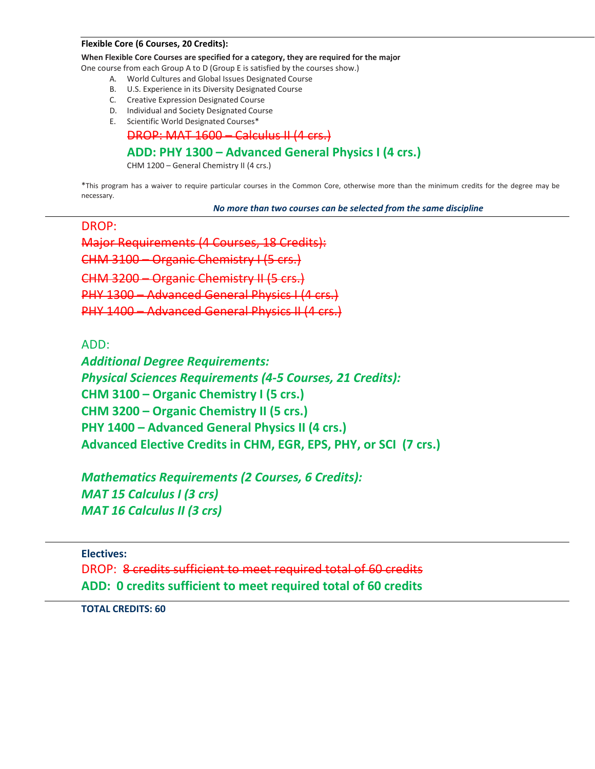**Flexible Core (6 Courses, 20 Credits):**

**When Flexible Core Courses are specified for a category, they are required for the major**

One course from each Group A to D (Group E is satisfied by the courses show.)

A. World Cultures and Global Issues Designated Course
B. U.S. Experience in its Diversity Designated Course
C. Creative Expression Designated Course
D. Individual and Society Designated Course
E. Scientific World Designated Courses*

~~DROP: MAT 1600 – Calculus II (4 crs.)~~

**ADD: PHY 1300 – Advanced General Physics I (4 crs.)**

CHM 1200 – General Chemistry II (4 crs.)

*This program has a waiver to require particular courses in the Common Core, otherwise more than the minimum credits for the degree may be necessary.

***No more than two courses can be selected from the same discipline***

DROP:

~~Major Requirements (4 Courses, 18 Credits):~~

~~CHM 3100 – Organic Chemistry I (5 crs.)~~

~~CHM 3200 – Organic Chemistry II (5 crs.)~~

~~PHY 1300 – Advanced General Physics I (4 crs.)~~

~~PHY 1400 – Advanced General Physics II (4 crs.)~~

ADD:

***Additional Degree Requirements:***

***Physical Sciences Requirements (4-5 Courses, 21 Credits):***

**CHM 3100 – Organic Chemistry I (5 crs.)**

**CHM 3200 – Organic Chemistry II (5 crs.)**

**PHY 1400 – Advanced General Physics II (4 crs.)**

**Advanced Elective Credits in CHM, EGR, EPS, PHY, or SCI (7 crs.)**

***Mathematics Requirements (2 Courses, 6 Credits):***

***MAT 15 Calculus I (3 crs)***

***MAT 16 Calculus II (3 crs)***

**Electives:**

DROP: ~~8 credits sufficient to meet required total of 60 credits~~

**ADD: 0 credits sufficient to meet required total of 60 credits**

**TOTAL CREDITS: 60**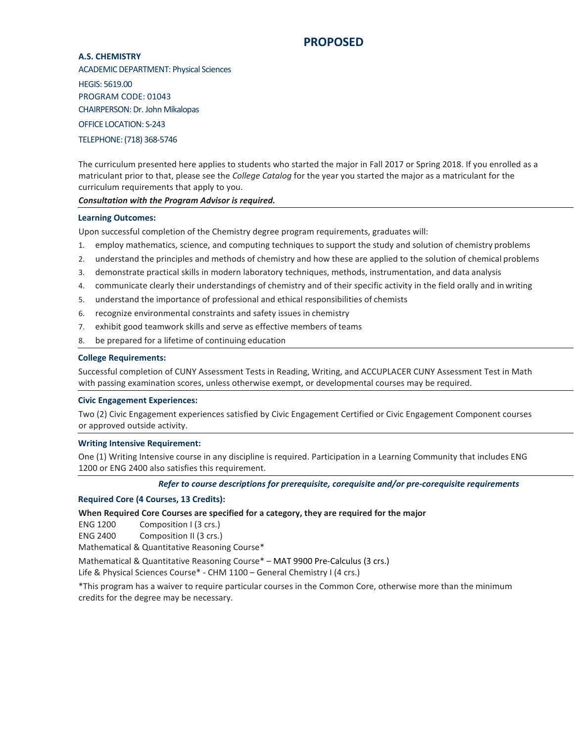# PROPOSED

**A.S. CHEMISTRY**

ACADEMIC DEPARTMENT: Physical Sciences

HEGIS: 5619.00

PROGRAM CODE: 01043

CHAIRPERSON: Dr. John Mikalopas

OFFICE LOCATION: S-243

TELEPHONE: (718) 368-5746

The curriculum presented here applies to students who started the major in Fall 2017 or Spring 2018. If you enrolled as a matriculant prior to that, please see the *College Catalog* for the year you started the major as a matriculant for the curriculum requirements that apply to you.

***Consultation with the Program Advisor is required.***

### Learning Outcomes:

Upon successful completion of the Chemistry degree program requirements, graduates will:

1. employ mathematics, science, and computing techniques to support the study and solution of chemistry problems
2. understand the principles and methods of chemistry and how these are applied to the solution of chemical problems
3. demonstrate practical skills in modern laboratory techniques, methods, instrumentation, and data analysis
4. communicate clearly their understandings of chemistry and of their specific activity in the field orally and in writing
5. understand the importance of professional and ethical responsibilities of chemists
6. recognize environmental constraints and safety issues in chemistry
7. exhibit good teamwork skills and serve as effective members of teams
8. be prepared for a lifetime of continuing education

### College Requirements:

Successful completion of CUNY Assessment Tests in Reading, Writing, and ACCUPLACER CUNY Assessment Test in Math with passing examination scores, unless otherwise exempt, or developmental courses may be required.

### Civic Engagement Experiences:

Two (2) Civic Engagement experiences satisfied by Civic Engagement Certified or Civic Engagement Component courses or approved outside activity.

### Writing Intensive Requirement:

One (1) Writing Intensive course in any discipline is required. Participation in a Learning Community that includes ENG 1200 or ENG 2400 also satisfies this requirement.

***Refer to course descriptions for prerequisite, corequisite and/or pre-corequisite requirements***

### Required Core (4 Courses, 13 Credits):

**When Required Core Courses are specified for a category, they are required for the major**

ENG 1200 Composition I (3 crs.)

ENG 2400 Composition II (3 crs.)

Mathematical & Quantitative Reasoning Course*

Mathematical & Quantitative Reasoning Course* – MAT 9900 Pre-Calculus (3 crs.)

Life & Physical Sciences Course* - CHM 1100 – General Chemistry I (4 crs.)

*This program has a waiver to require particular courses in the Common Core, otherwise more than the minimum credits for the degree may be necessary.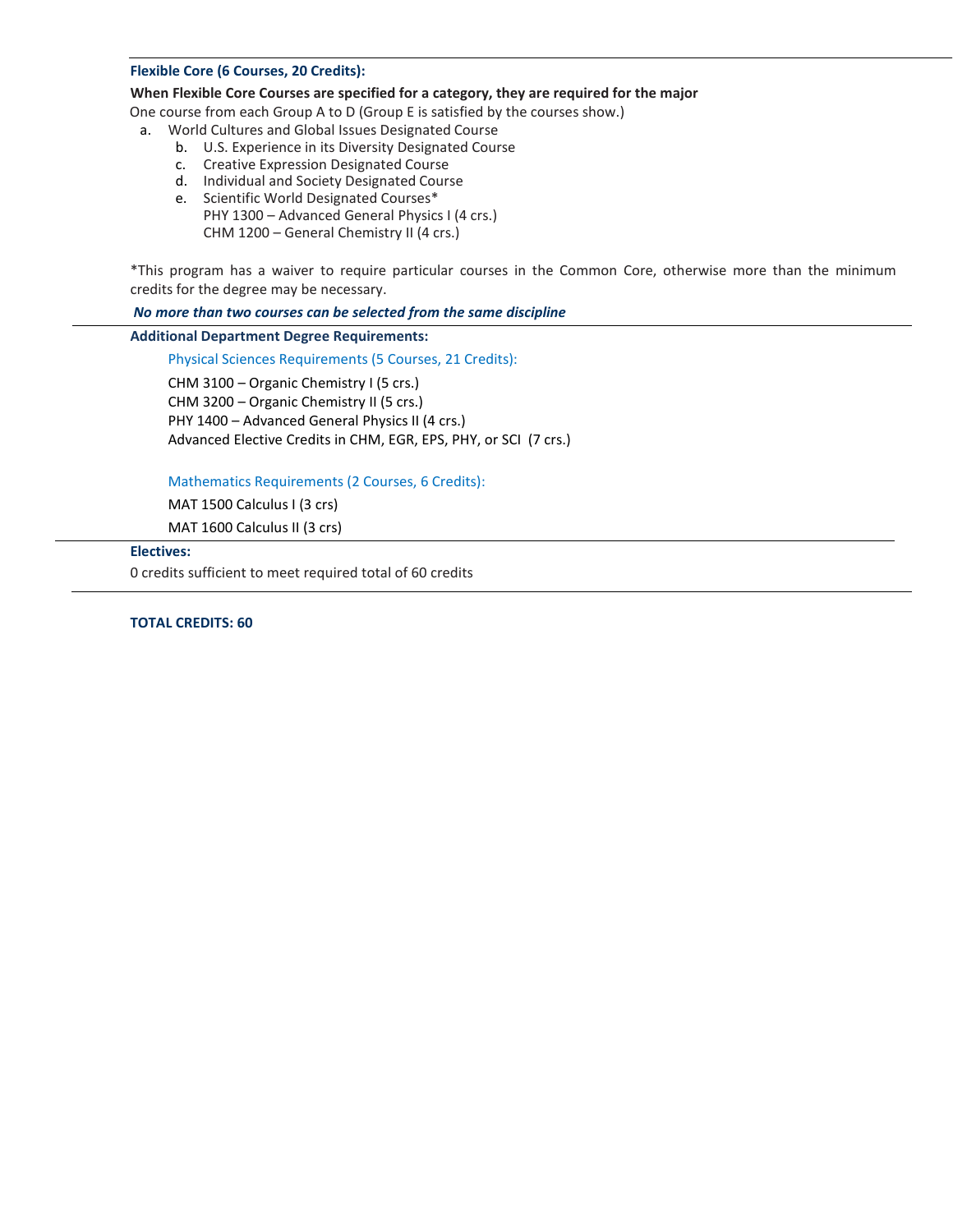**Flexible Core (6 Courses, 20 Credits):**

**When Flexible Core Courses are specified for a category, they are required for the major**

One course from each Group A to D (Group E is satisfied by the courses show.)

a. World Cultures and Global Issues Designated Course
b. U.S. Experience in its Diversity Designated Course
c. Creative Expression Designated Course
d. Individual and Society Designated Course
e. Scientific World Designated Courses*
   PHY 1300 – Advanced General Physics I (4 crs.)
   CHM 1200 – General Chemistry II (4 crs.)

*This program has a waiver to require particular courses in the Common Core, otherwise more than the minimum credits for the degree may be necessary.

***No more than two courses can be selected from the same discipline***

**Additional Department Degree Requirements:**

Physical Sciences Requirements (5 Courses, 21 Credits):

CHM 3100 – Organic Chemistry I (5 crs.)
CHM 3200 – Organic Chemistry II (5 crs.)
PHY 1400 – Advanced General Physics II (4 crs.)
Advanced Elective Credits in CHM, EGR, EPS, PHY, or SCI (7 crs.)

Mathematics Requirements (2 Courses, 6 Credits):

MAT 1500 Calculus I (3 crs)
MAT 1600 Calculus II (3 crs)

**Electives:**

0 credits sufficient to meet required total of 60 credits

**TOTAL CREDITS: 60**